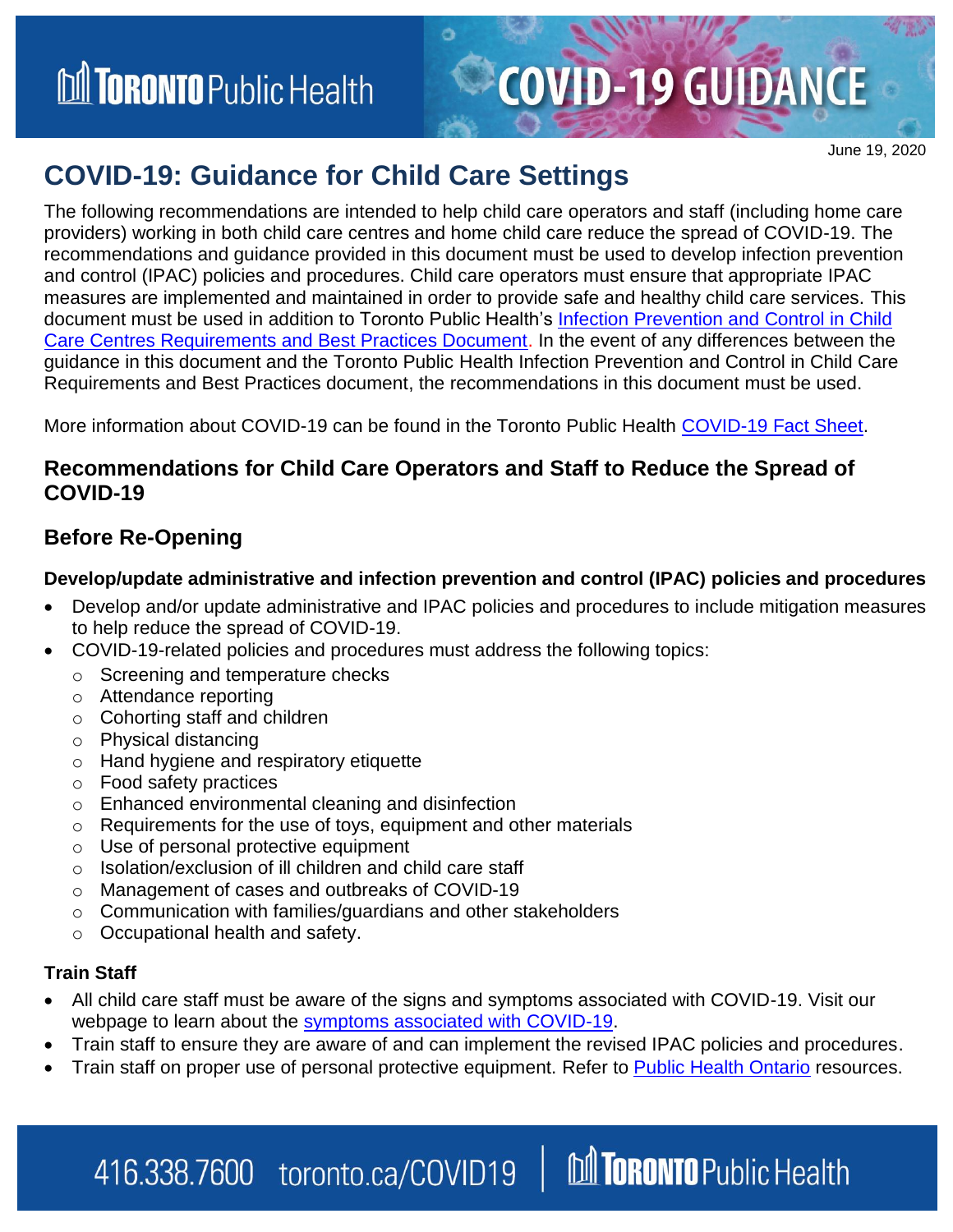June 19, 2020

# COVID-19: Guidance for Child Care Settings

The following recommendations are intended to help child care operators and staff (including home care providers) working in both child care centres and home child care reduce the spread of COVID-19. The recommendations and guidance provided in this document must be used to develop infection prevention and control (IPAC) policies and procedures. Child care operators must ensure that appropriate IPAC measures are implemented and maintained in order to provide safe and healthy child care services. This document must be used in addition to Toronto Public Health's Infection Prevention and Control in Child Care Centres Requirements and Best Practices Document. In the event of any differences between the guidance in this document and the Toronto Public Health Infection Prevention and Control in Child Care Requirements and Best Practices document, the recommendations in this document must be used.

More information about COVID-19 can be found in the Toronto Public Health COVID-19 Fact Sheet.

## Recommendations for Child Care Operators and Staff to Reduce the Spread of COVID-19

## Before Re-Opening

### Develop/update administrative and infection prevention and control (IPAC) policies and procedures

- Develop and/or update administrative and IPAC policies and procedures to include mitigation measures to help reduce the spread of COVID-19.
- COVID-19-related policies and procedures must address the following topics:
  - Screening and temperature checks
  - Attendance reporting
  - Cohorting staff and children
  - Physical distancing
  - Hand hygiene and respiratory etiquette
  - Food safety practices
  - Enhanced environmental cleaning and disinfection
  - Requirements for the use of toys, equipment and other materials
  - Use of personal protective equipment
  - Isolation/exclusion of ill children and child care staff
  - Management of cases and outbreaks of COVID-19
  - Communication with families/guardians and other stakeholders
  - Occupational health and safety.

### Train Staff

- All child care staff must be aware of the signs and symptoms associated with COVID-19. Visit our webpage to learn about the symptoms associated with COVID-19.
- Train staff to ensure they are aware of and can implement the revised IPAC policies and procedures.
- Train staff on proper use of personal protective equipment. Refer to Public Health Ontario resources.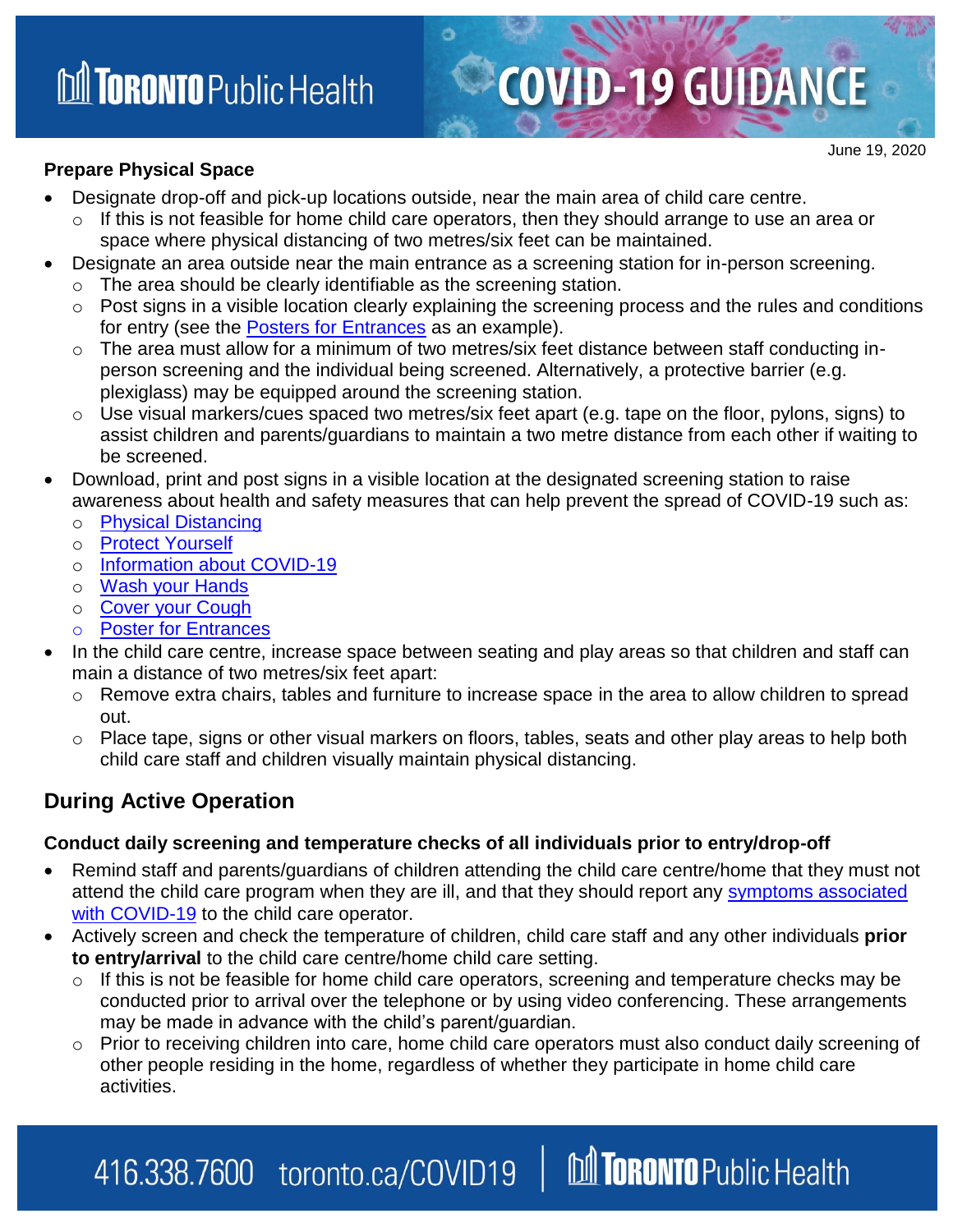**Prepare Physical Space**

- Designate drop-off and pick-up locations outside, near the main area of child care centre.
  - If this is not feasible for home child care operators, then they should arrange to use an area or space where physical distancing of two metres/six feet can be maintained.
- Designate an area outside near the main entrance as a screening station for in-person screening.
  - The area should be clearly identifiable as the screening station.
  - Post signs in a visible location clearly explaining the screening process and the rules and conditions for entry (see the Posters for Entrances as an example).
  - The area must allow for a minimum of two metres/six feet distance between staff conducting in-person screening and the individual being screened. Alternatively, a protective barrier (e.g. plexiglass) may be equipped around the screening station.
  - Use visual markers/cues spaced two metres/six feet apart (e.g. tape on the floor, pylons, signs) to assist children and parents/guardians to maintain a two metre distance from each other if waiting to be screened.
- Download, print and post signs in a visible location at the designated screening station to raise awareness about health and safety measures that can help prevent the spread of COVID-19 such as:
  - Physical Distancing
  - Protect Yourself
  - Information about COVID-19
  - Wash your Hands
  - Cover your Cough
  - Poster for Entrances
- In the child care centre, increase space between seating and play areas so that children and staff can main a distance of two metres/six feet apart:
  - Remove extra chairs, tables and furniture to increase space in the area to allow children to spread out.
  - Place tape, signs or other visual markers on floors, tables, seats and other play areas to help both child care staff and children visually maintain physical distancing.

## During Active Operation

**Conduct daily screening and temperature checks of all individuals prior to entry/drop-off**

- Remind staff and parents/guardians of children attending the child care centre/home that they must not attend the child care program when they are ill, and that they should report any symptoms associated with COVID-19 to the child care operator.
- Actively screen and check the temperature of children, child care staff and any other individuals **prior to entry/arrival** to the child care centre/home child care setting.
  - If this is not be feasible for home child care operators, screening and temperature checks may be conducted prior to arrival over the telephone or by using video conferencing. These arrangements may be made in advance with the child's parent/guardian.
  - Prior to receiving children into care, home child care operators must also conduct daily screening of other people residing in the home, regardless of whether they participate in home child care activities.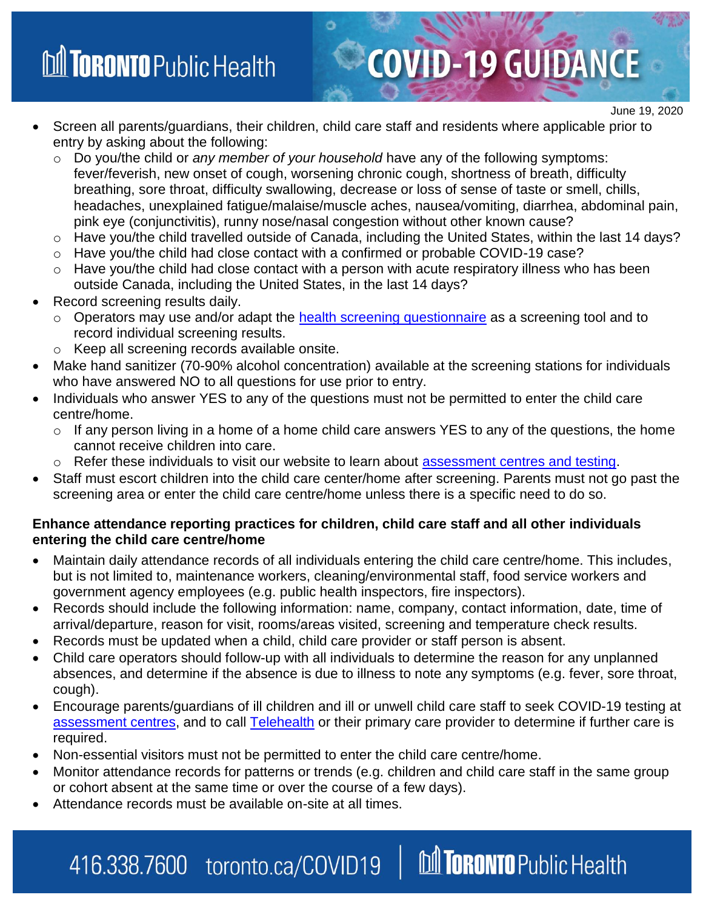June 19, 2020

- Screen all parents/guardians, their children, child care staff and residents where applicable prior to entry by asking about the following:
  - Do you/the child or *any member of your household* have any of the following symptoms: fever/feverish, new onset of cough, worsening chronic cough, shortness of breath, difficulty breathing, sore throat, difficulty swallowing, decrease or loss of sense of taste or smell, chills, headaches, unexplained fatigue/malaise/muscle aches, nausea/vomiting, diarrhea, abdominal pain, pink eye (conjunctivitis), runny nose/nasal congestion without other known cause?
  - Have you/the child travelled outside of Canada, including the United States, within the last 14 days?
  - Have you/the child had close contact with a confirmed or probable COVID-19 case?
  - Have you/the child had close contact with a person with acute respiratory illness who has been outside Canada, including the United States, in the last 14 days?
- Record screening results daily.
  - Operators may use and/or adapt the health screening questionnaire as a screening tool and to record individual screening results.
  - Keep all screening records available onsite.
- Make hand sanitizer (70-90% alcohol concentration) available at the screening stations for individuals who have answered NO to all questions for use prior to entry.
- Individuals who answer YES to any of the questions must not be permitted to enter the child care centre/home.
  - If any person living in a home of a home child care answers YES to any of the questions, the home cannot receive children into care.
  - Refer these individuals to visit our website to learn about assessment centres and testing.
- Staff must escort children into the child care center/home after screening. Parents must not go past the screening area or enter the child care centre/home unless there is a specific need to do so.

**Enhance attendance reporting practices for children, child care staff and all other individuals entering the child care centre/home**

- Maintain daily attendance records of all individuals entering the child care centre/home. This includes, but is not limited to, maintenance workers, cleaning/environmental staff, food service workers and government agency employees (e.g. public health inspectors, fire inspectors).
- Records should include the following information: name, company, contact information, date, time of arrival/departure, reason for visit, rooms/areas visited, screening and temperature check results.
- Records must be updated when a child, child care provider or staff person is absent.
- Child care operators should follow-up with all individuals to determine the reason for any unplanned absences, and determine if the absence is due to illness to note any symptoms (e.g. fever, sore throat, cough).
- Encourage parents/guardians of ill children and ill or unwell child care staff to seek COVID-19 testing at assessment centres, and to call Telehealth or their primary care provider to determine if further care is required.
- Non-essential visitors must not be permitted to enter the child care centre/home.
- Monitor attendance records for patterns or trends (e.g. children and child care staff in the same group or cohort absent at the same time or over the course of a few days).
- Attendance records must be available on-site at all times.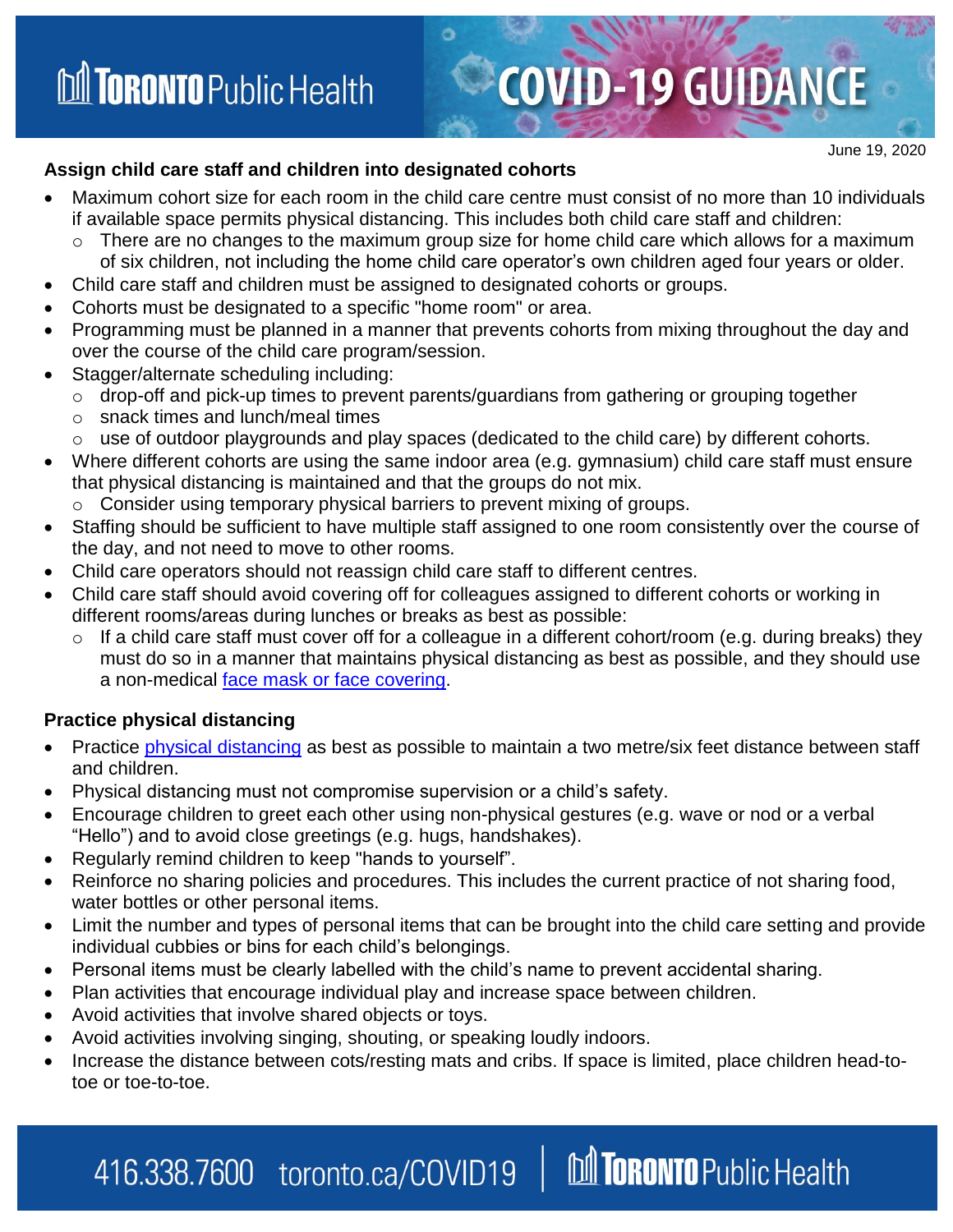June 19, 2020

**Assign child care staff and children into designated cohorts**

- Maximum cohort size for each room in the child care centre must consist of no more than 10 individuals if available space permits physical distancing. This includes both child care staff and children:
  - There are no changes to the maximum group size for home child care which allows for a maximum of six children, not including the home child care operator's own children aged four years or older.
- Child care staff and children must be assigned to designated cohorts or groups.
- Cohorts must be designated to a specific "home room" or area.
- Programming must be planned in a manner that prevents cohorts from mixing throughout the day and over the course of the child care program/session.
- Stagger/alternate scheduling including:
  - drop-off and pick-up times to prevent parents/guardians from gathering or grouping together
  - snack times and lunch/meal times
  - use of outdoor playgrounds and play spaces (dedicated to the child care) by different cohorts.
- Where different cohorts are using the same indoor area (e.g. gymnasium) child care staff must ensure that physical distancing is maintained and that the groups do not mix.
  - Consider using temporary physical barriers to prevent mixing of groups.
- Staffing should be sufficient to have multiple staff assigned to one room consistently over the course of the day, and not need to move to other rooms.
- Child care operators should not reassign child care staff to different centres.
- Child care staff should avoid covering off for colleagues assigned to different cohorts or working in different rooms/areas during lunches or breaks as best as possible:
  - If a child care staff must cover off for a colleague in a different cohort/room (e.g. during breaks) they must do so in a manner that maintains physical distancing as best as possible, and they should use a non-medical face mask or face covering.

**Practice physical distancing**

- Practice physical distancing as best as possible to maintain a two metre/six feet distance between staff and children.
- Physical distancing must not compromise supervision or a child's safety.
- Encourage children to greet each other using non-physical gestures (e.g. wave or nod or a verbal "Hello") and to avoid close greetings (e.g. hugs, handshakes).
- Regularly remind children to keep "hands to yourself".
- Reinforce no sharing policies and procedures. This includes the current practice of not sharing food, water bottles or other personal items.
- Limit the number and types of personal items that can be brought into the child care setting and provide individual cubbies or bins for each child's belongings.
- Personal items must be clearly labelled with the child's name to prevent accidental sharing.
- Plan activities that encourage individual play and increase space between children.
- Avoid activities that involve shared objects or toys.
- Avoid activities involving singing, shouting, or speaking loudly indoors.
- Increase the distance between cots/resting mats and cribs. If space is limited, place children head-to-toe or toe-to-toe.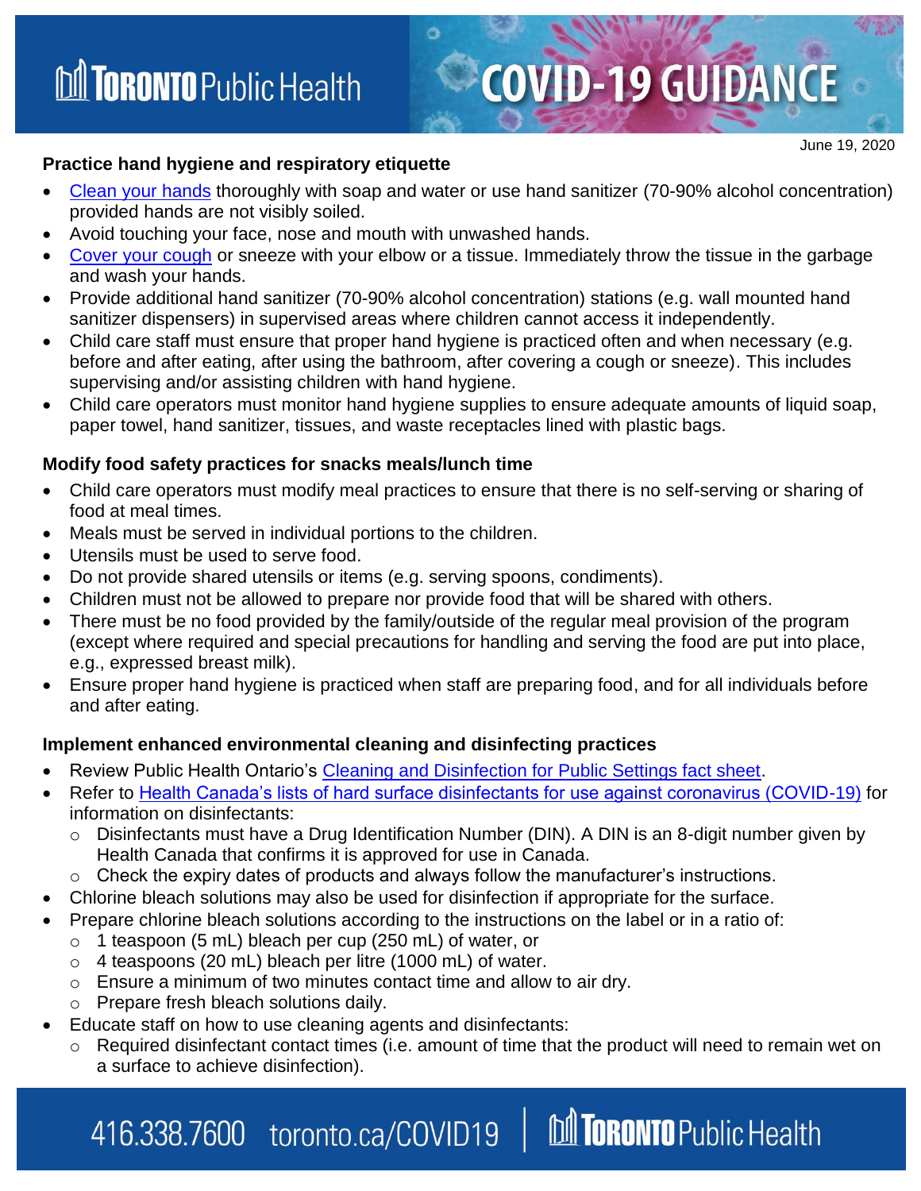### Practice hand hygiene and respiratory etiquette

- Clean your hands thoroughly with soap and water or use hand sanitizer (70-90% alcohol concentration) provided hands are not visibly soiled.
- Avoid touching your face, nose and mouth with unwashed hands.
- Cover your cough or sneeze with your elbow or a tissue. Immediately throw the tissue in the garbage and wash your hands.
- Provide additional hand sanitizer (70-90% alcohol concentration) stations (e.g. wall mounted hand sanitizer dispensers) in supervised areas where children cannot access it independently.
- Child care staff must ensure that proper hand hygiene is practiced often and when necessary (e.g. before and after eating, after using the bathroom, after covering a cough or sneeze). This includes supervising and/or assisting children with hand hygiene.
- Child care operators must monitor hand hygiene supplies to ensure adequate amounts of liquid soap, paper towel, hand sanitizer, tissues, and waste receptacles lined with plastic bags.

### Modify food safety practices for snacks meals/lunch time

- Child care operators must modify meal practices to ensure that there is no self-serving or sharing of food at meal times.
- Meals must be served in individual portions to the children.
- Utensils must be used to serve food.
- Do not provide shared utensils or items (e.g. serving spoons, condiments).
- Children must not be allowed to prepare nor provide food that will be shared with others.
- There must be no food provided by the family/outside of the regular meal provision of the program (except where required and special precautions for handling and serving the food are put into place, e.g., expressed breast milk).
- Ensure proper hand hygiene is practiced when staff are preparing food, and for all individuals before and after eating.

### Implement enhanced environmental cleaning and disinfecting practices

- Review Public Health Ontario's Cleaning and Disinfection for Public Settings fact sheet.
- Refer to Health Canada's lists of hard surface disinfectants for use against coronavirus (COVID-19) for information on disinfectants:
  - Disinfectants must have a Drug Identification Number (DIN). A DIN is an 8-digit number given by Health Canada that confirms it is approved for use in Canada.
  - Check the expiry dates of products and always follow the manufacturer's instructions.
- Chlorine bleach solutions may also be used for disinfection if appropriate for the surface.
- Prepare chlorine bleach solutions according to the instructions on the label or in a ratio of:
  - 1 teaspoon (5 mL) bleach per cup (250 mL) of water, or
  - 4 teaspoons (20 mL) bleach per litre (1000 mL) of water.
  - Ensure a minimum of two minutes contact time and allow to air dry.
  - Prepare fresh bleach solutions daily.
- Educate staff on how to use cleaning agents and disinfectants:
  - Required disinfectant contact times (i.e. amount of time that the product will need to remain wet on a surface to achieve disinfection).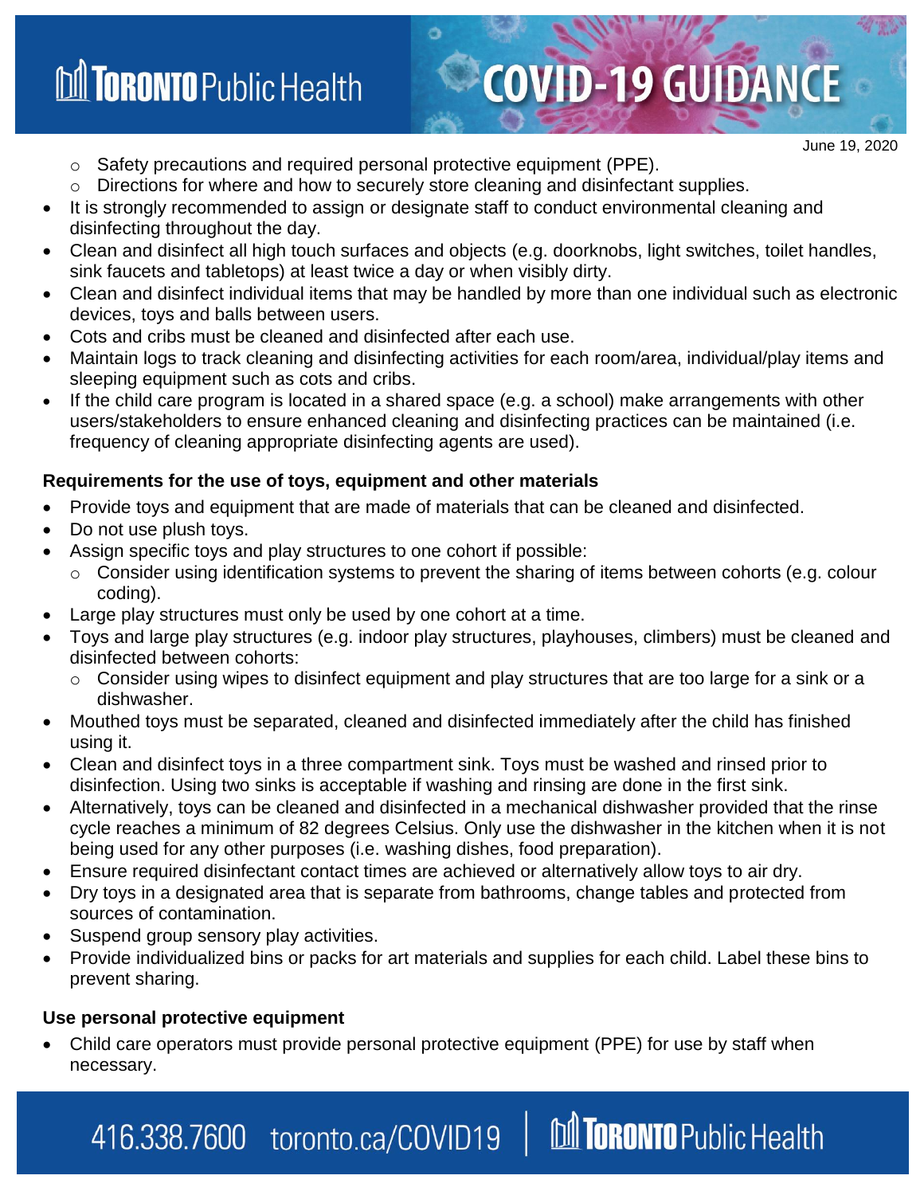- Safety precautions and required personal protective equipment (PPE).
    - Directions for where and how to securely store cleaning and disinfectant supplies.
- It is strongly recommended to assign or designate staff to conduct environmental cleaning and disinfecting throughout the day.
- Clean and disinfect all high touch surfaces and objects (e.g. doorknobs, light switches, toilet handles, sink faucets and tabletops) at least twice a day or when visibly dirty.
- Clean and disinfect individual items that may be handled by more than one individual such as electronic devices, toys and balls between users.
- Cots and cribs must be cleaned and disinfected after each use.
- Maintain logs to track cleaning and disinfecting activities for each room/area, individual/play items and sleeping equipment such as cots and cribs.
- If the child care program is located in a shared space (e.g. a school) make arrangements with other users/stakeholders to ensure enhanced cleaning and disinfecting practices can be maintained (i.e. frequency of cleaning appropriate disinfecting agents are used).

**Requirements for the use of toys, equipment and other materials**

- Provide toys and equipment that are made of materials that can be cleaned and disinfected.
- Do not use plush toys.
- Assign specific toys and play structures to one cohort if possible:
    - Consider using identification systems to prevent the sharing of items between cohorts (e.g. colour coding).
- Large play structures must only be used by one cohort at a time.
- Toys and large play structures (e.g. indoor play structures, playhouses, climbers) must be cleaned and disinfected between cohorts:
    - Consider using wipes to disinfect equipment and play structures that are too large for a sink or a dishwasher.
- Mouthed toys must be separated, cleaned and disinfected immediately after the child has finished using it.
- Clean and disinfect toys in a three compartment sink. Toys must be washed and rinsed prior to disinfection. Using two sinks is acceptable if washing and rinsing are done in the first sink.
- Alternatively, toys can be cleaned and disinfected in a mechanical dishwasher provided that the rinse cycle reaches a minimum of 82 degrees Celsius. Only use the dishwasher in the kitchen when it is not being used for any other purposes (i.e. washing dishes, food preparation).
- Ensure required disinfectant contact times are achieved or alternatively allow toys to air dry.
- Dry toys in a designated area that is separate from bathrooms, change tables and protected from sources of contamination.
- Suspend group sensory play activities.
- Provide individualized bins or packs for art materials and supplies for each child. Label these bins to prevent sharing.

**Use personal protective equipment**

- Child care operators must provide personal protective equipment (PPE) for use by staff when necessary.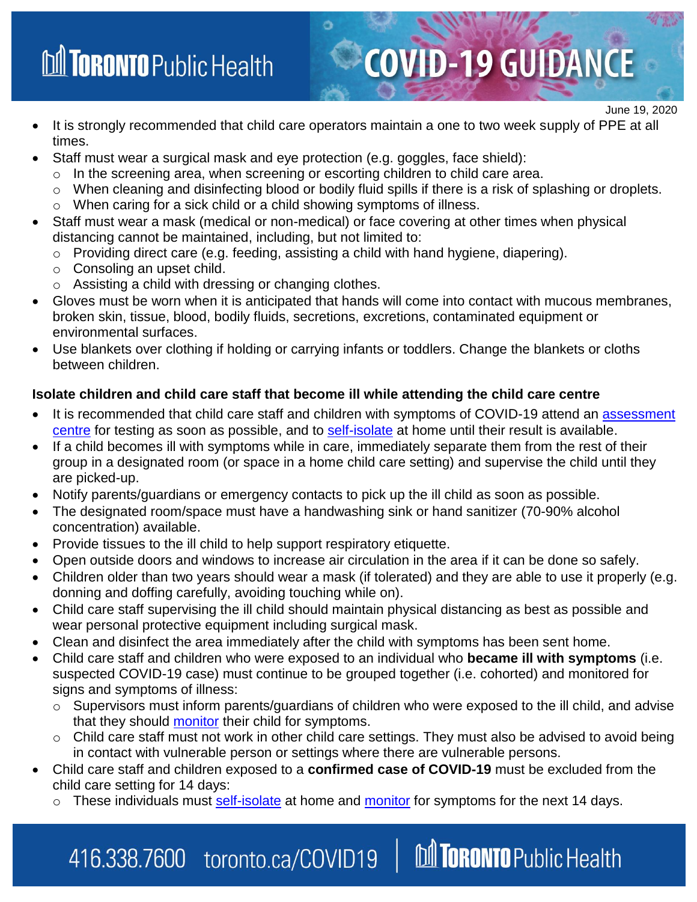- It is strongly recommended that child care operators maintain a one to two week supply of PPE at all times.
- Staff must wear a surgical mask and eye protection (e.g. goggles, face shield):
  - In the screening area, when screening or escorting children to child care area.
  - When cleaning and disinfecting blood or bodily fluid spills if there is a risk of splashing or droplets.
  - When caring for a sick child or a child showing symptoms of illness.
- Staff must wear a mask (medical or non-medical) or face covering at other times when physical distancing cannot be maintained, including, but not limited to:
  - Providing direct care (e.g. feeding, assisting a child with hand hygiene, diapering).
  - Consoling an upset child.
  - Assisting a child with dressing or changing clothes.
- Gloves must be worn when it is anticipated that hands will come into contact with mucous membranes, broken skin, tissue, blood, bodily fluids, secretions, excretions, contaminated equipment or environmental surfaces.
- Use blankets over clothing if holding or carrying infants or toddlers. Change the blankets or cloths between children.

**Isolate children and child care staff that become ill while attending the child care centre**

- It is recommended that child care staff and children with symptoms of COVID-19 attend an assessment centre for testing as soon as possible, and to self-isolate at home until their result is available.
- If a child becomes ill with symptoms while in care, immediately separate them from the rest of their group in a designated room (or space in a home child care setting) and supervise the child until they are picked-up.
- Notify parents/guardians or emergency contacts to pick up the ill child as soon as possible.
- The designated room/space must have a handwashing sink or hand sanitizer (70-90% alcohol concentration) available.
- Provide tissues to the ill child to help support respiratory etiquette.
- Open outside doors and windows to increase air circulation in the area if it can be done so safely.
- Children older than two years should wear a mask (if tolerated) and they are able to use it properly (e.g. donning and doffing carefully, avoiding touching while on).
- Child care staff supervising the ill child should maintain physical distancing as best as possible and wear personal protective equipment including surgical mask.
- Clean and disinfect the area immediately after the child with symptoms has been sent home.
- Child care staff and children who were exposed to an individual who **became ill with symptoms** (i.e. suspected COVID-19 case) must continue to be grouped together (i.e. cohorted) and monitored for signs and symptoms of illness:
  - Supervisors must inform parents/guardians of children who were exposed to the ill child, and advise that they should monitor their child for symptoms.
  - Child care staff must not work in other child care settings. They must also be advised to avoid being in contact with vulnerable person or settings where there are vulnerable persons.
- Child care staff and children exposed to a **confirmed case of COVID-19** must be excluded from the child care setting for 14 days:
  - These individuals must self-isolate at home and monitor for symptoms for the next 14 days.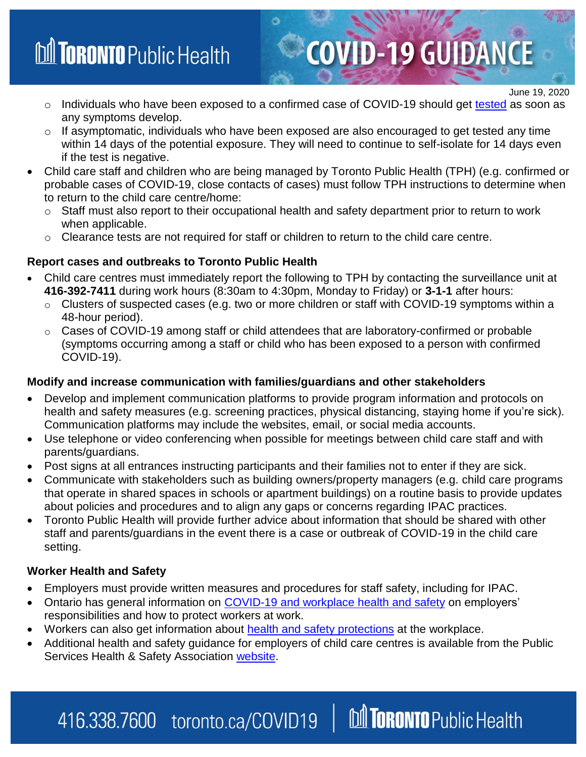- Individuals who have been exposed to a confirmed case of COVID-19 should get tested as soon as any symptoms develop.
  - If asymptomatic, individuals who have been exposed are also encouraged to get tested any time within 14 days of the potential exposure. They will need to continue to self-isolate for 14 days even if the test is negative.
- Child care staff and children who are being managed by Toronto Public Health (TPH) (e.g. confirmed or probable cases of COVID-19, close contacts of cases) must follow TPH instructions to determine when to return to the child care centre/home:
  - Staff must also report to their occupational health and safety department prior to return to work when applicable.
  - Clearance tests are not required for staff or children to return to the child care centre.

**Report cases and outbreaks to Toronto Public Health**

- Child care centres must immediately report the following to TPH by contacting the surveillance unit at **416-392-7411** during work hours (8:30am to 4:30pm, Monday to Friday) or **3-1-1** after hours:
  - Clusters of suspected cases (e.g. two or more children or staff with COVID-19 symptoms within a 48-hour period).
  - Cases of COVID-19 among staff or child attendees that are laboratory-confirmed or probable (symptoms occurring among a staff or child who has been exposed to a person with confirmed COVID-19).

**Modify and increase communication with families/guardians and other stakeholders**

- Develop and implement communication platforms to provide program information and protocols on health and safety measures (e.g. screening practices, physical distancing, staying home if you're sick). Communication platforms may include the websites, email, or social media accounts.
- Use telephone or video conferencing when possible for meetings between child care staff and with parents/guardians.
- Post signs at all entrances instructing participants and their families not to enter if they are sick.
- Communicate with stakeholders such as building owners/property managers (e.g. child care programs that operate in shared spaces in schools or apartment buildings) on a routine basis to provide updates about policies and procedures and to align any gaps or concerns regarding IPAC practices.
- Toronto Public Health will provide further advice about information that should be shared with other staff and parents/guardians in the event there is a case or outbreak of COVID-19 in the child care setting.

**Worker Health and Safety**

- Employers must provide written measures and procedures for staff safety, including for IPAC.
- Ontario has general information on COVID-19 and workplace health and safety on employers' responsibilities and how to protect workers at work.
- Workers can also get information about health and safety protections at the workplace.
- Additional health and safety guidance for employers of child care centres is available from the Public Services Health & Safety Association website.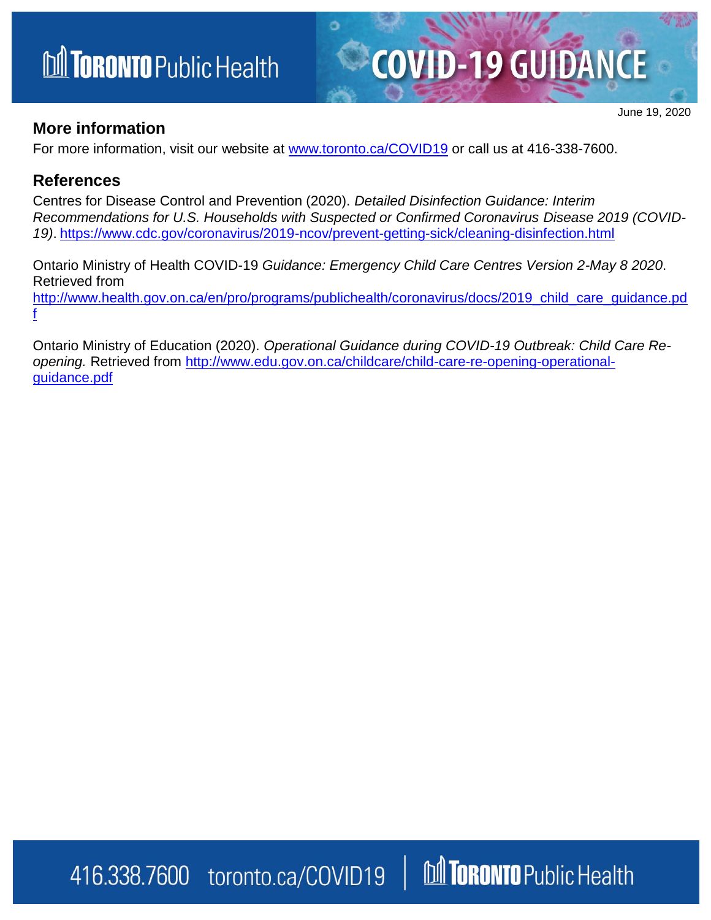## More information

For more information, visit our website at [www.toronto.ca/COVID19](www.toronto.ca/COVID19) or call us at 416-338-7600.

## References

Centres for Disease Control and Prevention (2020). *Detailed Disinfection Guidance: Interim Recommendations for U.S. Households with Suspected or Confirmed Coronavirus Disease 2019 (COVID-19)*. https://www.cdc.gov/coronavirus/2019-ncov/prevent-getting-sick/cleaning-disinfection.html

Ontario Ministry of Health COVID-19 *Guidance: Emergency Child Care Centres Version 2-May 8 2020*. Retrieved from http://www.health.gov.on.ca/en/pro/programs/publichealth/coronavirus/docs/2019_child_care_guidance.pdf

Ontario Ministry of Education (2020). *Operational Guidance during COVID-19 Outbreak: Child Care Re-opening.* Retrieved from http://www.edu.gov.on.ca/childcare/child-care-re-opening-operational-guidance.pdf